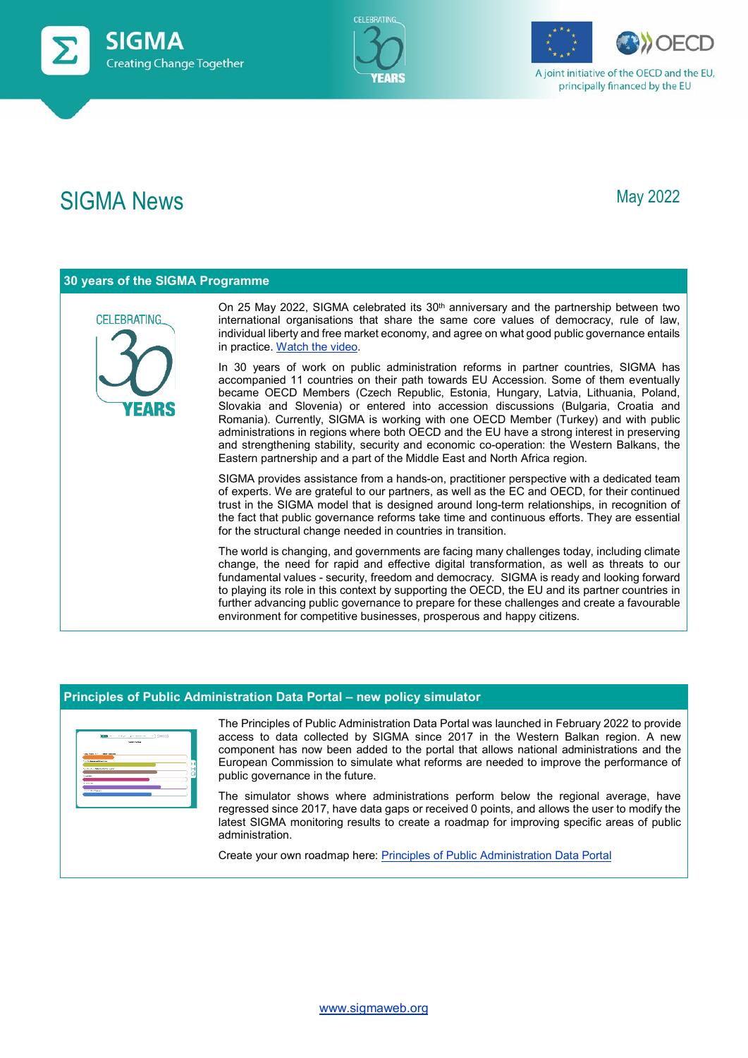# SIGMA News

May 2022

## 30 years of the SIGMA Programme

On 25 May 2022, SIGMA celebrated its 30th anniversary and the partnership between two international organisations that share the same core values of democracy, rule of law, individual liberty and free market economy, and agree on what good public governance entails in practice. Watch the video.

In 30 years of work on public administration reforms in partner countries, SIGMA has accompanied 11 countries on their path towards EU Accession. Some of them eventually became OECD Members (Czech Republic, Estonia, Hungary, Latvia, Lithuania, Poland, Slovakia and Slovenia) or entered into accession discussions (Bulgaria, Croatia and Romania). Currently, SIGMA is working with one OECD Member (Turkey) and with public administrations in regions where both OECD and the EU have a strong interest in preserving and strengthening stability, security and economic co-operation: the Western Balkans, the Eastern partnership and a part of the Middle East and North Africa region.

SIGMA provides assistance from a hands-on, practitioner perspective with a dedicated team of experts. We are grateful to our partners, as well as the EC and OECD, for their continued trust in the SIGMA model that is designed around long-term relationships, in recognition of the fact that public governance reforms take time and continuous efforts. They are essential for the structural change needed in countries in transition.

The world is changing, and governments are facing many challenges today, including climate change, the need for rapid and effective digital transformation, as well as threats to our fundamental values - security, freedom and democracy. SIGMA is ready and looking forward to playing its role in this context by supporting the OECD, the EU and its partner countries in further advancing public governance to prepare for these challenges and create a favourable environment for competitive businesses, prosperous and happy citizens.

## Principles of Public Administration Data Portal – new policy simulator

The Principles of Public Administration Data Portal was launched in February 2022 to provide access to data collected by SIGMA since 2017 in the Western Balkan region. A new component has now been added to the portal that allows national administrations and the European Commission to simulate what reforms are needed to improve the performance of public governance in the future.

The simulator shows where administrations perform below the regional average, have regressed since 2017, have data gaps or received 0 points, and allows the user to modify the latest SIGMA monitoring results to create a roadmap for improving specific areas of public administration.

Create your own roadmap here: Principles of Public Administration Data Portal

www.sigmaweb.org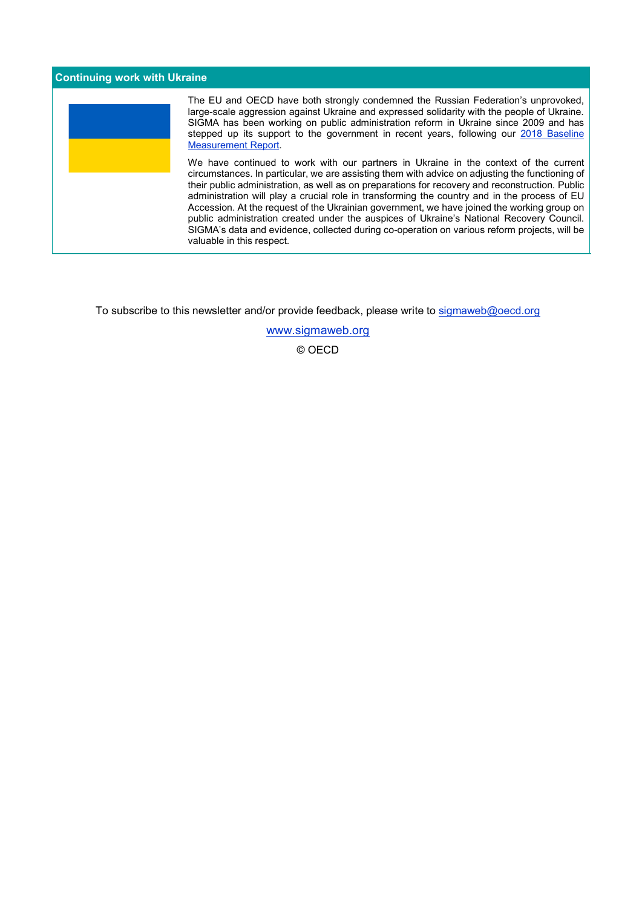## Continuing work with Ukraine

The EU and OECD have both strongly condemned the Russian Federation's unprovoked, large-scale aggression against Ukraine and expressed solidarity with the people of Ukraine. SIGMA has been working on public administration reform in Ukraine since 2009 and has stepped up its support to the government in recent years, following our [2018 Baseline Measurement Report](#).

We have continued to work with our partners in Ukraine in the context of the current circumstances. In particular, we are assisting them with advice on adjusting the functioning of their public administration, as well as on preparations for recovery and reconstruction. Public administration will play a crucial role in transforming the country and in the process of EU Accession. At the request of the Ukrainian government, we have joined the working group on public administration created under the auspices of Ukraine's National Recovery Council. SIGMA's data and evidence, collected during co-operation on various reform projects, will be valuable in this respect.

To subscribe to this newsletter and/or provide feedback, please write to [sigmaweb@oecd.org](mailto:sigmaweb@oecd.org)

[www.sigmaweb.org](http://www.sigmaweb.org)

© OECD